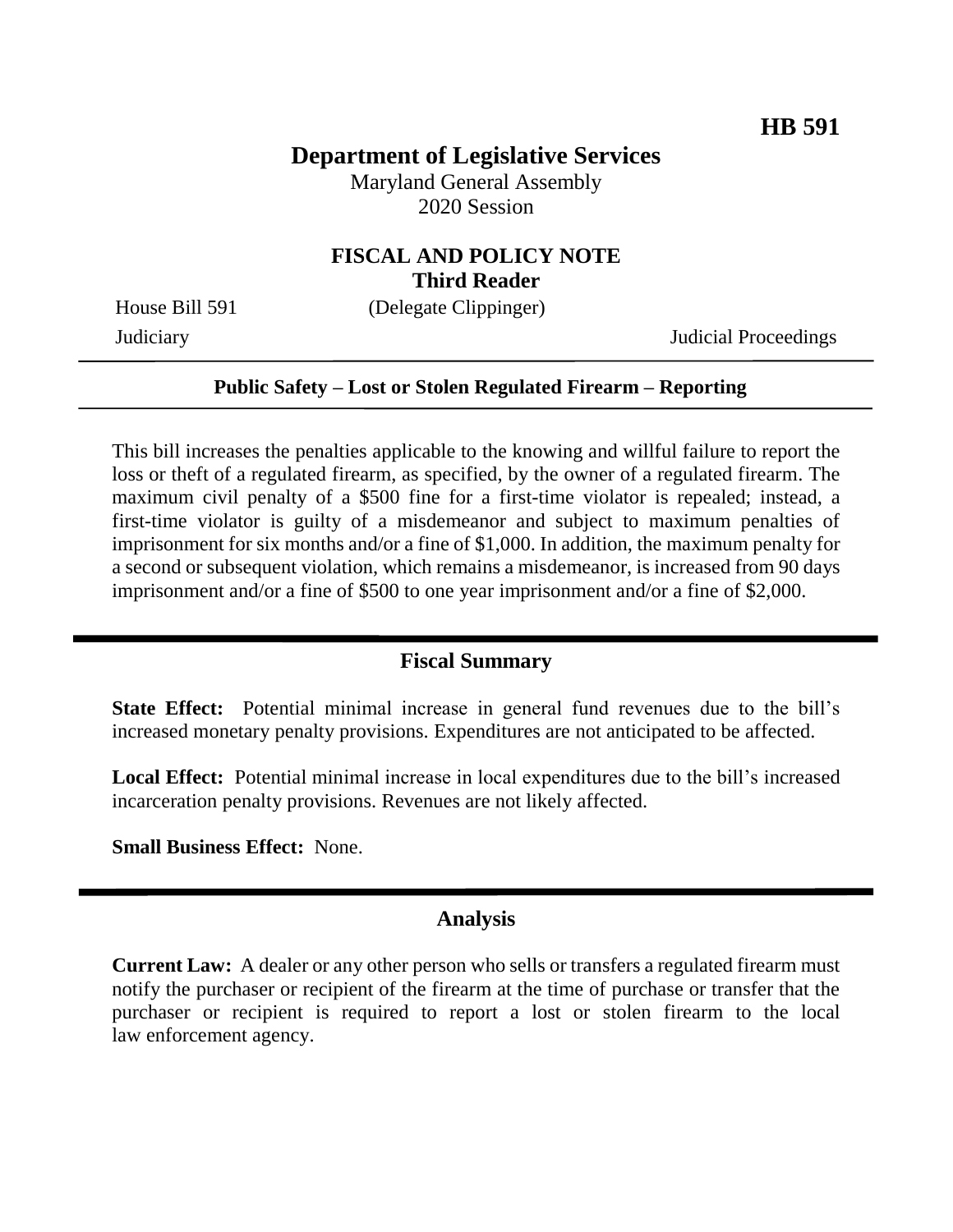**HB 591**

# Department of Legislative Services

Maryland General Assembly
2020 Session

## FISCAL AND POLICY NOTE
**Third Reader**

House Bill 591 (Delegate Clippinger)
Judiciary Judicial Proceedings

---

**Public Safety – Lost or Stolen Regulated Firearm – Reporting**

---

This bill increases the penalties applicable to the knowing and willful failure to report the loss or theft of a regulated firearm, as specified, by the owner of a regulated firearm. The maximum civil penalty of a $500 fine for a first-time violator is repealed; instead, a first-time violator is guilty of a misdemeanor and subject to maximum penalties of imprisonment for six months and/or a fine of $1,000. In addition, the maximum penalty for a second or subsequent violation, which remains a misdemeanor, is increased from 90 days imprisonment and/or a fine of $500 to one year imprisonment and/or a fine of $2,000.

---

## Fiscal Summary

**State Effect:** Potential minimal increase in general fund revenues due to the bill's increased monetary penalty provisions. Expenditures are not anticipated to be affected.

**Local Effect:** Potential minimal increase in local expenditures due to the bill's increased incarceration penalty provisions. Revenues are not likely affected.

**Small Business Effect:** None.

---

## Analysis

**Current Law:** A dealer or any other person who sells or transfers a regulated firearm must notify the purchaser or recipient of the firearm at the time of purchase or transfer that the purchaser or recipient is required to report a lost or stolen firearm to the local law enforcement agency.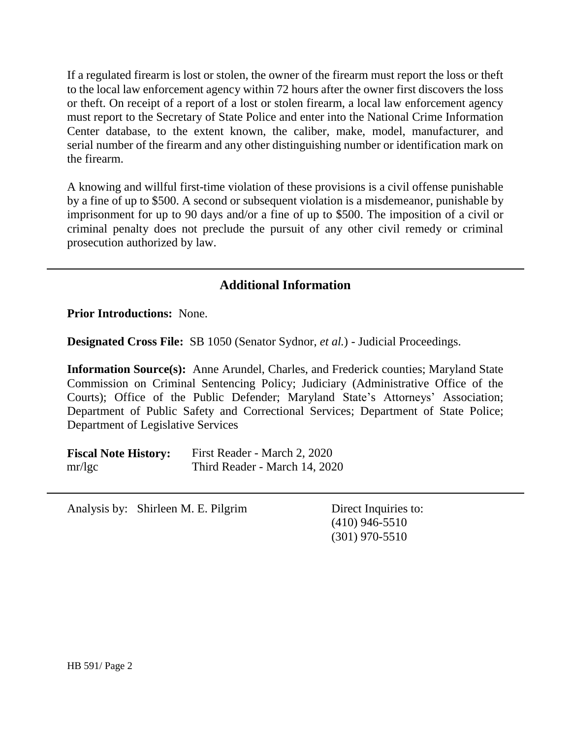If a regulated firearm is lost or stolen, the owner of the firearm must report the loss or theft to the local law enforcement agency within 72 hours after the owner first discovers the loss or theft. On receipt of a report of a lost or stolen firearm, a local law enforcement agency must report to the Secretary of State Police and enter into the National Crime Information Center database, to the extent known, the caliber, make, model, manufacturer, and serial number of the firearm and any other distinguishing number or identification mark on the firearm.

A knowing and willful first-time violation of these provisions is a civil offense punishable by a fine of up to $500. A second or subsequent violation is a misdemeanor, punishable by imprisonment for up to 90 days and/or a fine of up to $500. The imposition of a civil or criminal penalty does not preclude the pursuit of any other civil remedy or criminal prosecution authorized by law.

---

## Additional Information

**Prior Introductions:** None.

**Designated Cross File:** SB 1050 (Senator Sydnor, *et al.*) - Judicial Proceedings.

**Information Source(s):** Anne Arundel, Charles, and Frederick counties; Maryland State Commission on Criminal Sentencing Policy; Judiciary (Administrative Office of the Courts); Office of the Public Defender; Maryland State's Attorneys' Association; Department of Public Safety and Correctional Services; Department of State Police; Department of Legislative Services

**Fiscal Note History:** First Reader - March 2, 2020
mr/lgc Third Reader - March 14, 2020

---

Analysis by: Shirleen M. E. Pilgrim

Direct Inquiries to:
(410) 946-5510
(301) 970-5510